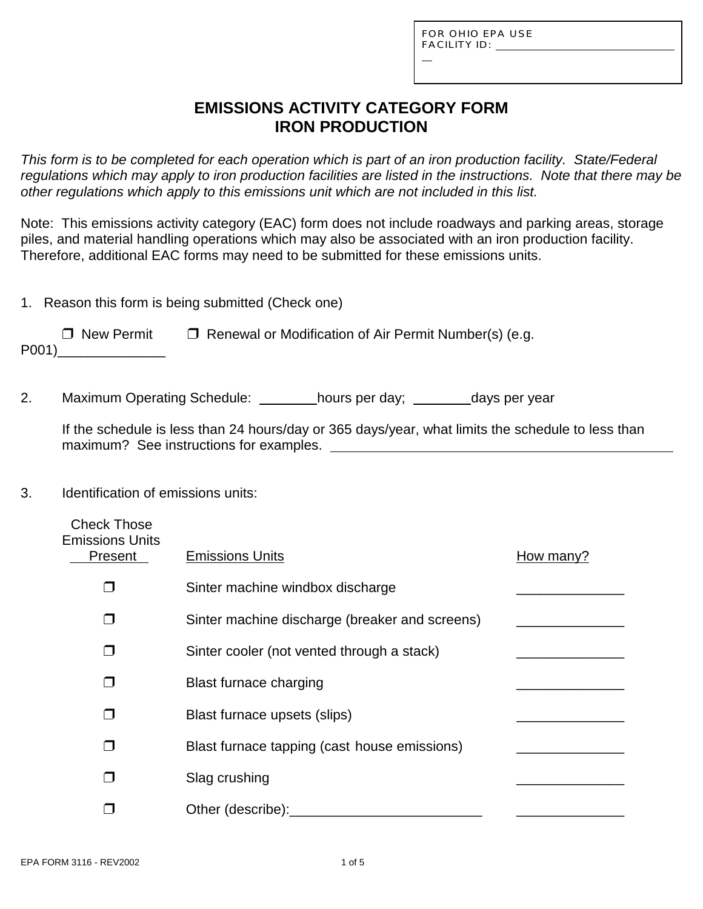FOR OHIO EPA USE
FACILITY ID: ______________________________

# EMISSIONS ACTIVITY CATEGORY FORM
# IRON PRODUCTION

*This form is to be completed for each operation which is part of an iron production facility. State/Federal regulations which may apply to iron production facilities are listed in the instructions. Note that there may be other regulations which apply to this emissions unit which are not included in this list.*

Note: This emissions activity category (EAC) form does not include roadways and parking areas, storage piles, and material handling operations which may also be associated with an iron production facility. Therefore, additional EAC forms may need to be submitted for these emissions units.

1. Reason this form is being submitted (Check one)

   ❒ New Permit   ❒ Renewal or Modification of Air Permit Number(s) (e.g. P001)______________

2. Maximum Operating Schedule: ________hours per day; ________days per year

   If the schedule is less than 24 hours/day or 365 days/year, what limits the schedule to less than maximum? See instructions for examples. ________________________________________________

3. Identification of emissions units:

| Check Those Emissions Units Present | Emissions Units | How many? |
|---|---|---|
| ❒ | Sinter machine windbox discharge | ______________ |
| ❒ | Sinter machine discharge (breaker and screens) | ______________ |
| ❒ | Sinter cooler (not vented through a stack) | ______________ |
| ❒ | Blast furnace charging | ______________ |
| ❒ | Blast furnace upsets (slips) | ______________ |
| ❒ | Blast furnace tapping (cast house emissions) | ______________ |
| ❒ | Slag crushing | ______________ |
| ❒ | Other (describe):_________________________ | ______________ |

EPA FORM 3116 - REV2002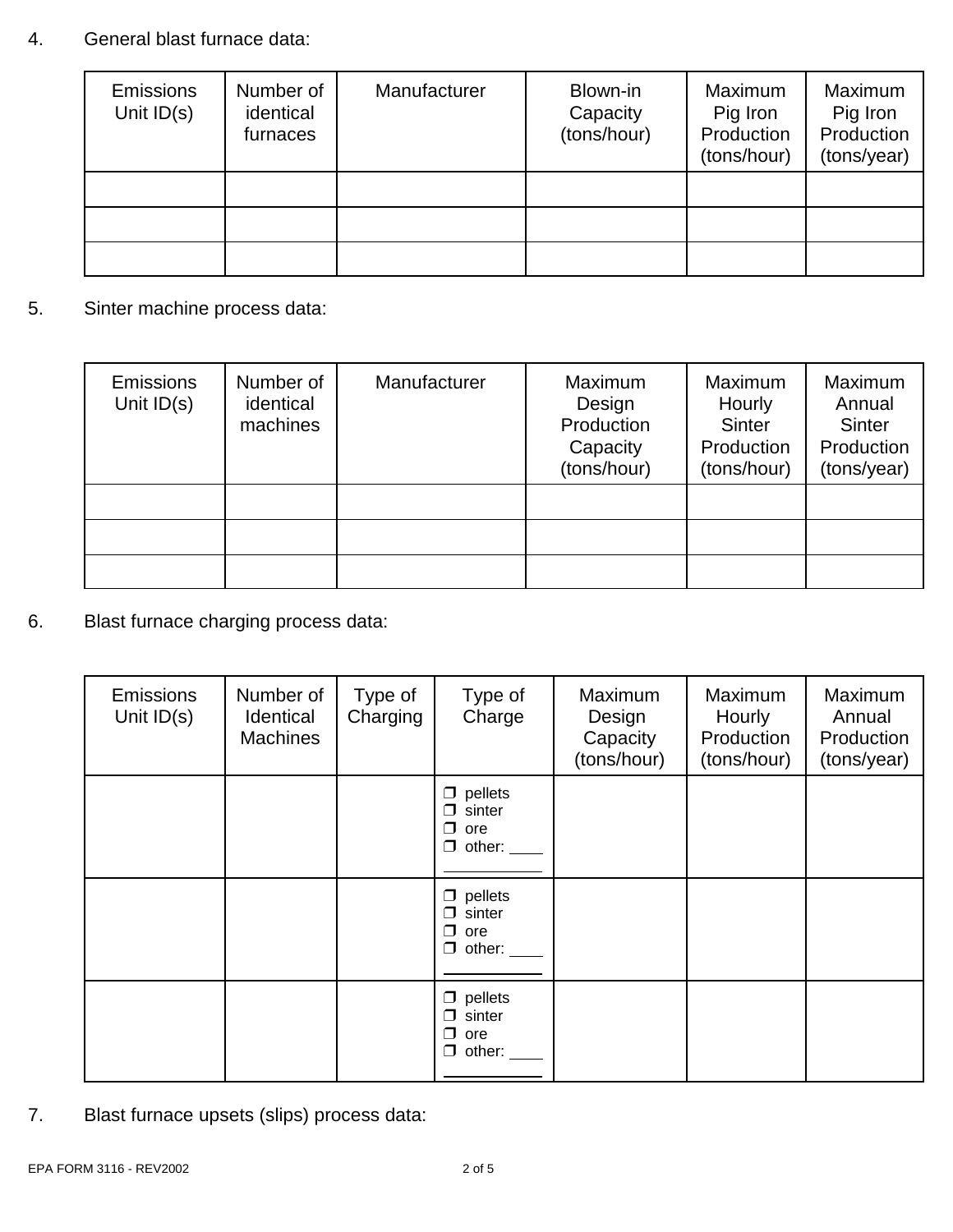4. General blast furnace data:

| Emissions Unit ID(s) | Number of identical furnaces | Manufacturer | Blown-in Capacity (tons/hour) | Maximum Pig Iron Production (tons/hour) | Maximum Pig Iron Production (tons/year) |
|---|---|---|---|---|---|
| | | | | | |
| | | | | | |
| | | | | | |

5. Sinter machine process data:

| Emissions Unit ID(s) | Number of identical machines | Manufacturer | Maximum Design Production Capacity (tons/hour) | Maximum Hourly Sinter Production (tons/hour) | Maximum Annual Sinter Production (tons/year) |
|---|---|---|---|---|---|
| | | | | | |
| | | | | | |
| | | | | | |

6. Blast furnace charging process data:

| Emissions Unit ID(s) | Number of Identical Machines | Type of Charging | Type of Charge | Maximum Design Capacity (tons/hour) | Maximum Hourly Production (tons/hour) | Maximum Annual Production (tons/year) |
|---|---|---|---|---|---|---|
| | | | ❒ pellets ❒ sinter ❒ ore ❒ other: ____ | | | |
| | | | ❒ pellets ❒ sinter ❒ ore ❒ other: ____ | | | |
| | | | ❒ pellets ❒ sinter ❒ ore ❒ other: ____ | | | |

7. Blast furnace upsets (slips) process data: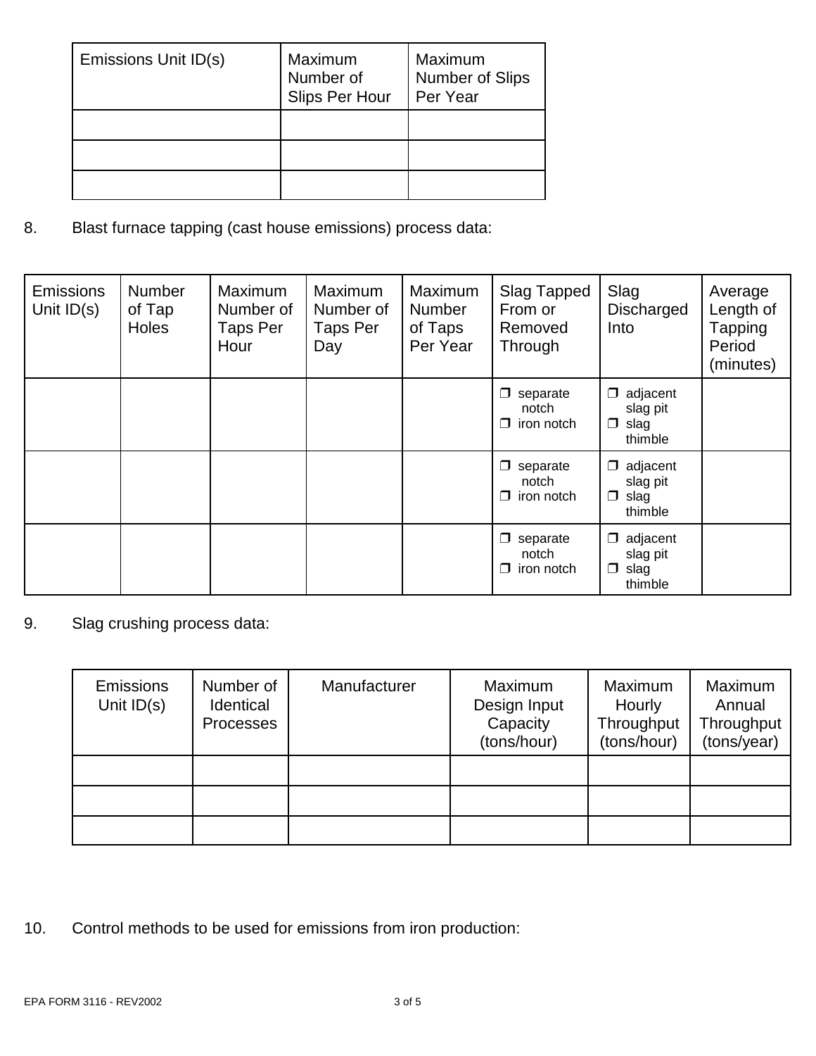| Emissions Unit ID(s) | Maximum Number of Slips Per Hour | Maximum Number of Slips Per Year |
|---|---|---|
| | | |
| | | |
| | | |

8. Blast furnace tapping (cast house emissions) process data:

| Emissions Unit ID(s) | Number of Tap Holes | Maximum Number of Taps Per Hour | Maximum Number of Taps Per Day | Maximum Number of Taps Per Year | Slag Tapped From or Removed Through | Slag Discharged Into | Average Length of Tapping Period (minutes) |
|---|---|---|---|---|---|---|---|
| | | | | | ❒ separate notch ❒ iron notch | ❒ adjacent slag pit ❒ slag thimble | |
| | | | | | ❒ separate notch ❒ iron notch | ❒ adjacent slag pit ❒ slag thimble | |
| | | | | | ❒ separate notch ❒ iron notch | ❒ adjacent slag pit ❒ slag thimble | |

9. Slag crushing process data:

| Emissions Unit ID(s) | Number of Identical Processes | Manufacturer | Maximum Design Input Capacity (tons/hour) | Maximum Hourly Throughput (tons/hour) | Maximum Annual Throughput (tons/year) |
|---|---|---|---|---|---|
| | | | | | |
| | | | | | |
| | | | | | |

10. Control methods to be used for emissions from iron production:

EPA FORM 3116 - REV2002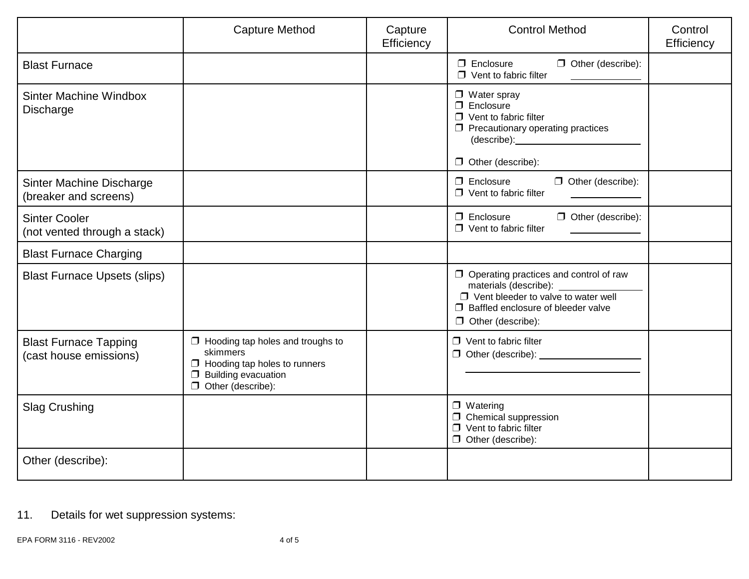| | Capture Method | Capture Efficiency | Control Method | Control Efficiency |
|---|---|---|---|---|
| Blast Furnace | | | ❒ Enclosure ❒ Other (describe): ____________ ❒ Vent to fabric filter | |
| Sinter Machine Windbox Discharge | | | ❒ Water spray<br>❒ Enclosure<br>❒ Vent to fabric filter<br>❒ Precautionary operating practices (describe): ____________<br>❒ Other (describe): | |
| Sinter Machine Discharge (breaker and screens) | | | ❒ Enclosure ❒ Other (describe): ____________ ❒ Vent to fabric filter | |
| Sinter Cooler (not vented through a stack) | | | ❒ Enclosure ❒ Other (describe): ____________ ❒ Vent to fabric filter | |
| Blast Furnace Charging | | | | |
| Blast Furnace Upsets (slips) | | | ❒ Operating practices and control of raw materials (describe): ____________<br>❒ Vent bleeder to valve to water well<br>❒ Baffled enclosure of bleeder valve<br>❒ Other (describe): | |
| Blast Furnace Tapping (cast house emissions) | ❒ Hooding tap holes and troughs to skimmers<br>❒ Hooding tap holes to runners<br>❒ Building evacuation<br>❒ Other (describe): | | ❒ Vent to fabric filter<br>❒ Other (describe): ____________ | |
| Slag Crushing | | | ❒ Watering<br>❒ Chemical suppression<br>❒ Vent to fabric filter<br>❒ Other (describe): | |
| Other (describe): | | | | |

11. Details for wet suppression systems:

EPA FORM 3116 - REV2002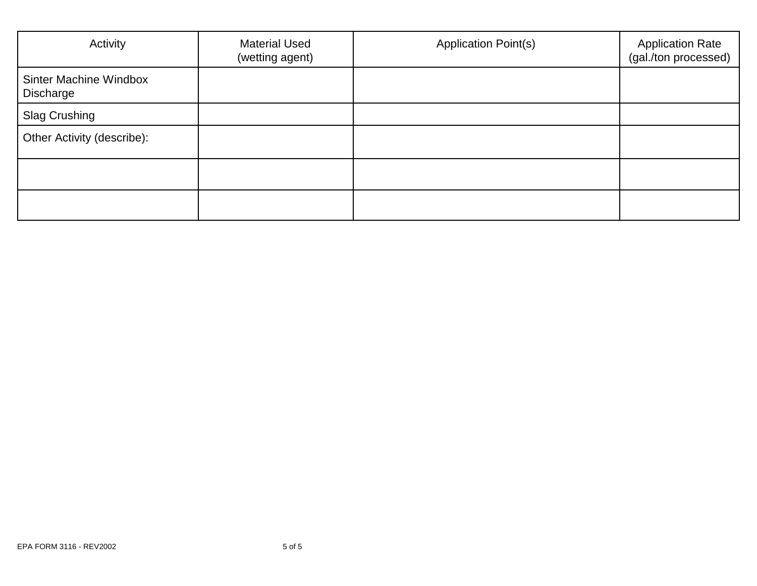| Activity | Material Used (wetting agent) | Application Point(s) | Application Rate (gal./ton processed) |
| --- | --- | --- | --- |
| Sinter Machine Windbox Discharge | | | |
| Slag Crushing | | | |
| Other Activity (describe): | | | |
| | | | |
| | | | |

EPA FORM 3116 - REV2002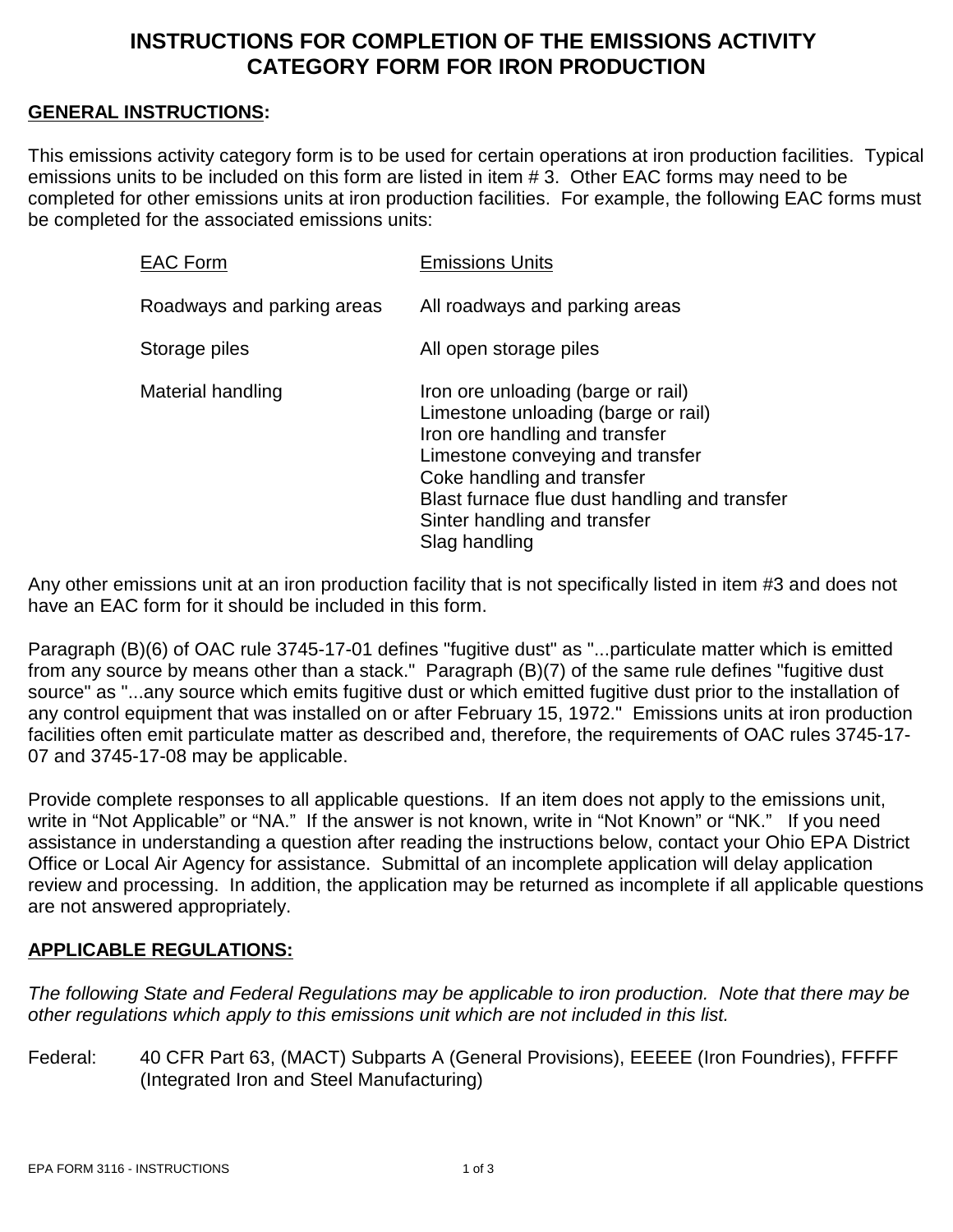# INSTRUCTIONS FOR COMPLETION OF THE EMISSIONS ACTIVITY CATEGORY FORM FOR IRON PRODUCTION

**GENERAL INSTRUCTIONS:**

This emissions activity category form is to be used for certain operations at iron production facilities. Typical emissions units to be included on this form are listed in item # 3. Other EAC forms may need to be completed for other emissions units at iron production facilities. For example, the following EAC forms must be completed for the associated emissions units:

| EAC Form | Emissions Units |
|---|---|
| Roadways and parking areas | All roadways and parking areas |
| Storage piles | All open storage piles |
| Material handling | Iron ore unloading (barge or rail)<br>Limestone unloading (barge or rail)<br>Iron ore handling and transfer<br>Limestone conveying and transfer<br>Coke handling and transfer<br>Blast furnace flue dust handling and transfer<br>Sinter handling and transfer<br>Slag handling |

Any other emissions unit at an iron production facility that is not specifically listed in item #3 and does not have an EAC form for it should be included in this form.

Paragraph (B)(6) of OAC rule 3745-17-01 defines "fugitive dust" as "...particulate matter which is emitted from any source by means other than a stack." Paragraph (B)(7) of the same rule defines "fugitive dust source" as "...any source which emits fugitive dust or which emitted fugitive dust prior to the installation of any control equipment that was installed on or after February 15, 1972." Emissions units at iron production facilities often emit particulate matter as described and, therefore, the requirements of OAC rules 3745-17-07 and 3745-17-08 may be applicable.

Provide complete responses to all applicable questions. If an item does not apply to the emissions unit, write in "Not Applicable" or "NA." If the answer is not known, write in "Not Known" or "NK." If you need assistance in understanding a question after reading the instructions below, contact your Ohio EPA District Office or Local Air Agency for assistance. Submittal of an incomplete application will delay application review and processing. In addition, the application may be returned as incomplete if all applicable questions are not answered appropriately.

**APPLICABLE REGULATIONS:**

*The following State and Federal Regulations may be applicable to iron production. Note that there may be other regulations which apply to this emissions unit which are not included in this list.*

Federal: 40 CFR Part 63, (MACT) Subparts A (General Provisions), EEEEE (Iron Foundries), FFFFF (Integrated Iron and Steel Manufacturing)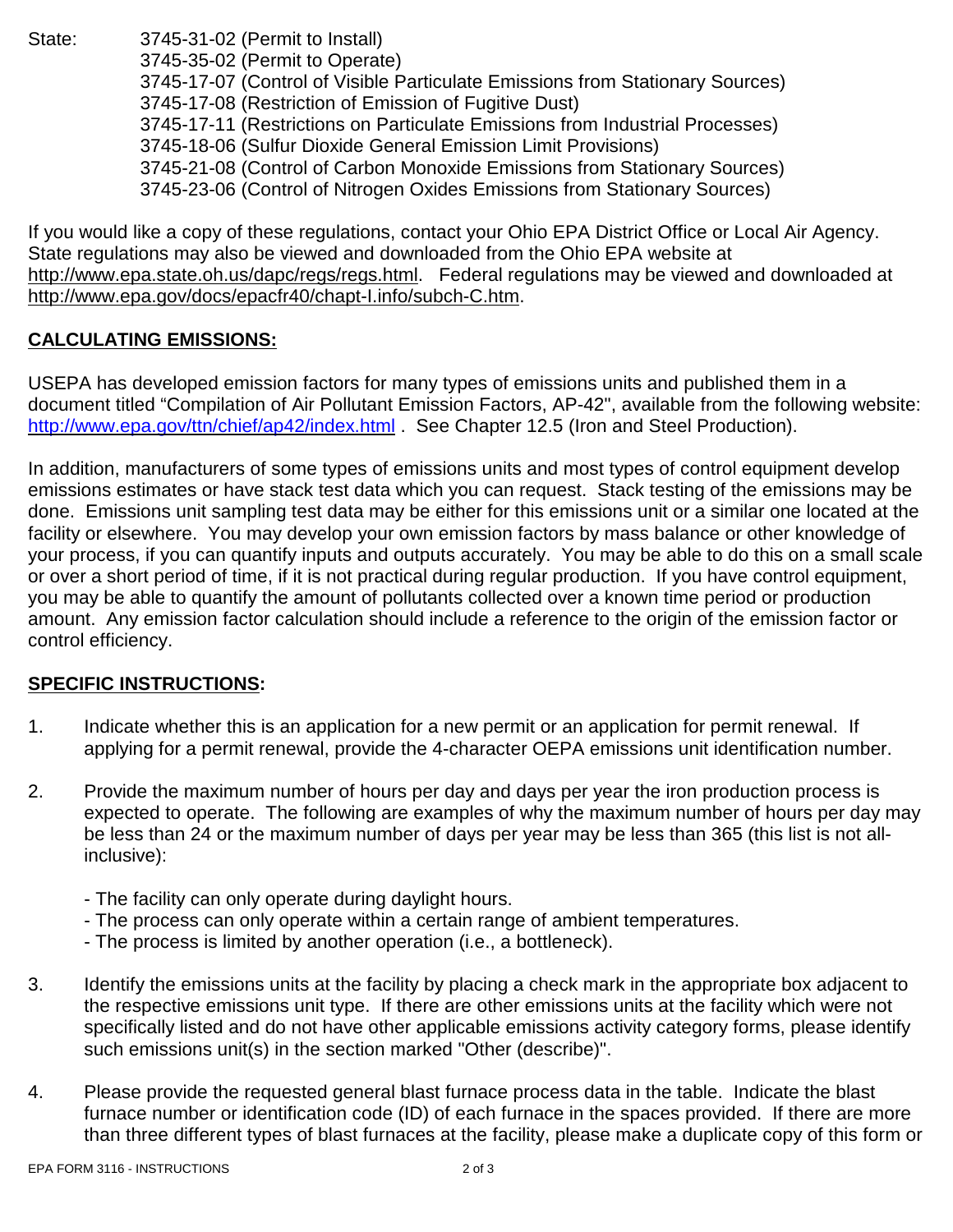State: 3745-31-02 (Permit to Install)
3745-35-02 (Permit to Operate)
3745-17-07 (Control of Visible Particulate Emissions from Stationary Sources)
3745-17-08 (Restriction of Emission of Fugitive Dust)
3745-17-11 (Restrictions on Particulate Emissions from Industrial Processes)
3745-18-06 (Sulfur Dioxide General Emission Limit Provisions)
3745-21-08 (Control of Carbon Monoxide Emissions from Stationary Sources)
3745-23-06 (Control of Nitrogen Oxides Emissions from Stationary Sources)

If you would like a copy of these regulations, contact your Ohio EPA District Office or Local Air Agency. State regulations may also be viewed and downloaded from the Ohio EPA website at http://www.epa.state.oh.us/dapc/regs/regs.html. Federal regulations may be viewed and downloaded at http://www.epa.gov/docs/epacfr40/chapt-I.info/subch-C.htm.

## CALCULATING EMISSIONS:

USEPA has developed emission factors for many types of emissions units and published them in a document titled "Compilation of Air Pollutant Emission Factors, AP-42", available from the following website: http://www.epa.gov/ttn/chief/ap42/index.html . See Chapter 12.5 (Iron and Steel Production).

In addition, manufacturers of some types of emissions units and most types of control equipment develop emissions estimates or have stack test data which you can request. Stack testing of the emissions may be done. Emissions unit sampling test data may be either for this emissions unit or a similar one located at the facility or elsewhere. You may develop your own emission factors by mass balance or other knowledge of your process, if you can quantify inputs and outputs accurately. You may be able to do this on a small scale or over a short period of time, if it is not practical during regular production. If you have control equipment, you may be able to quantify the amount of pollutants collected over a known time period or production amount. Any emission factor calculation should include a reference to the origin of the emission factor or control efficiency.

## SPECIFIC INSTRUCTIONS:

1. Indicate whether this is an application for a new permit or an application for permit renewal. If applying for a permit renewal, provide the 4-character OEPA emissions unit identification number.

2. Provide the maximum number of hours per day and days per year the iron production process is expected to operate. The following are examples of why the maximum number of hours per day may be less than 24 or the maximum number of days per year may be less than 365 (this list is not all-inclusive):

   - The facility can only operate during daylight hours.
   - The process can only operate within a certain range of ambient temperatures.
   - The process is limited by another operation (i.e., a bottleneck).

3. Identify the emissions units at the facility by placing a check mark in the appropriate box adjacent to the respective emissions unit type. If there are other emissions units at the facility which were not specifically listed and do not have other applicable emissions activity category forms, please identify such emissions unit(s) in the section marked "Other (describe)".

4. Please provide the requested general blast furnace process data in the table. Indicate the blast furnace number or identification code (ID) of each furnace in the spaces provided. If there are more than three different types of blast furnaces at the facility, please make a duplicate copy of this form or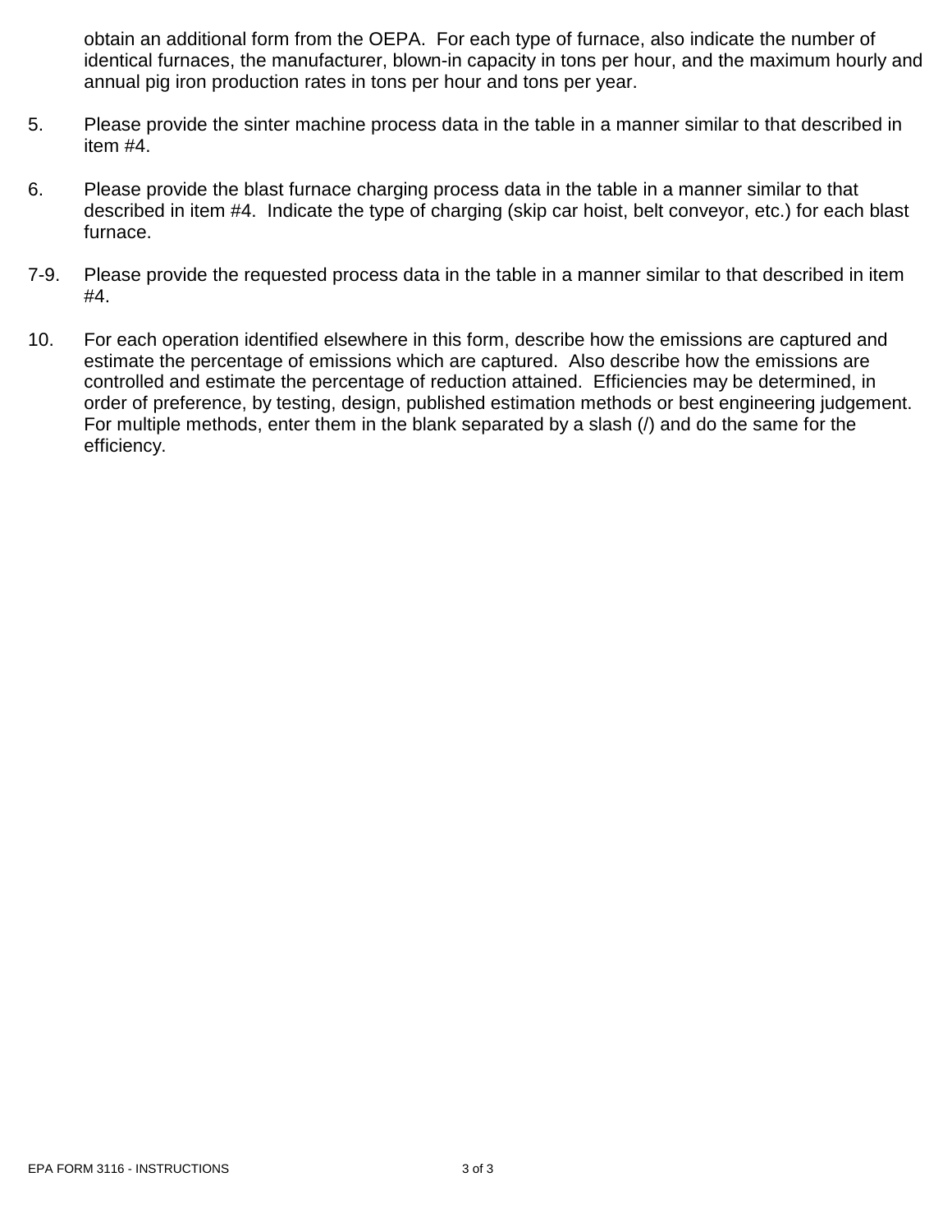obtain an additional form from the OEPA. For each type of furnace, also indicate the number of identical furnaces, the manufacturer, blown-in capacity in tons per hour, and the maximum hourly and annual pig iron production rates in tons per hour and tons per year.

5. Please provide the sinter machine process data in the table in a manner similar to that described in item #4.

6. Please provide the blast furnace charging process data in the table in a manner similar to that described in item #4. Indicate the type of charging (skip car hoist, belt conveyor, etc.) for each blast furnace.

7-9. Please provide the requested process data in the table in a manner similar to that described in item #4.

10. For each operation identified elsewhere in this form, describe how the emissions are captured and estimate the percentage of emissions which are captured. Also describe how the emissions are controlled and estimate the percentage of reduction attained. Efficiencies may be determined, in order of preference, by testing, design, published estimation methods or best engineering judgement. For multiple methods, enter them in the blank separated by a slash (/) and do the same for the efficiency.